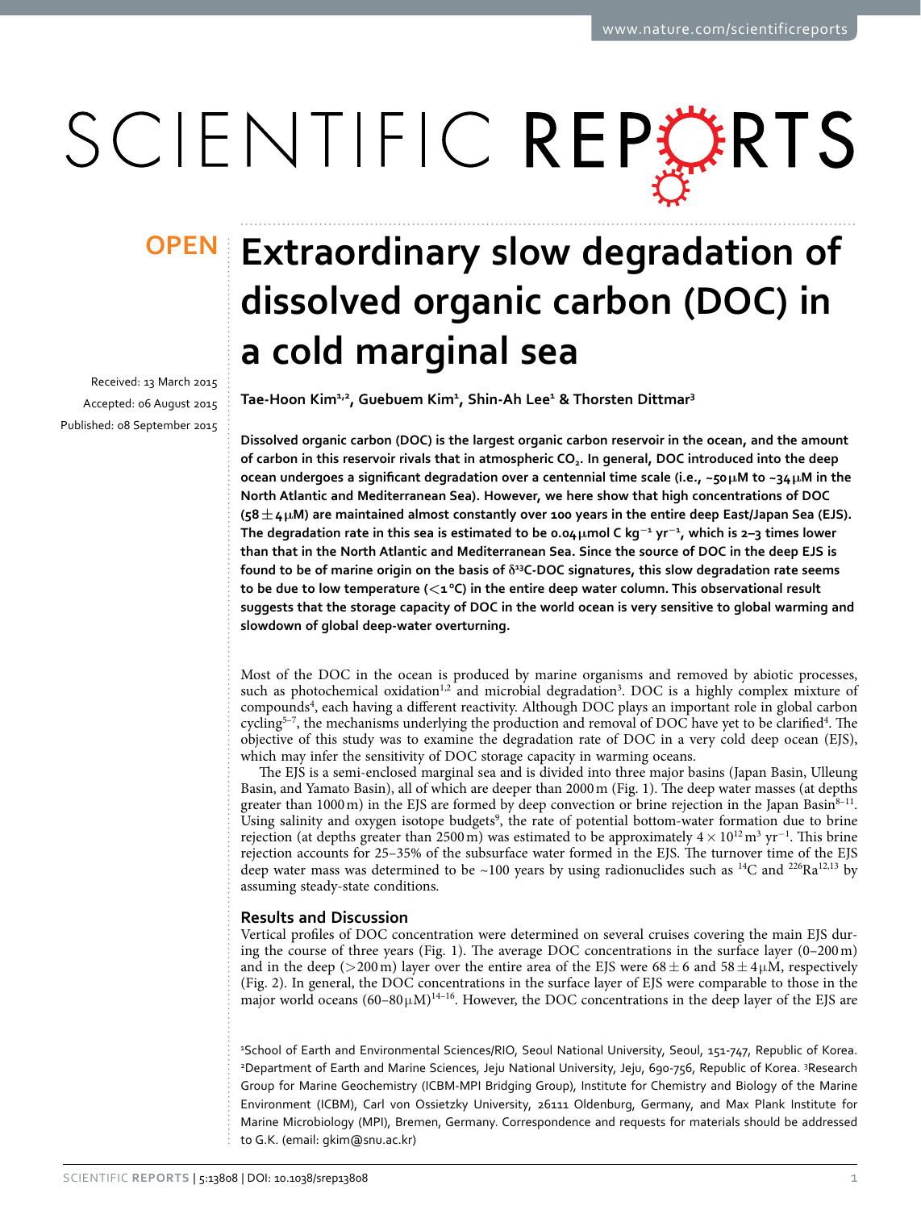# Extraordinary slow degradation of dissolved organic carbon (DOC) in a cold marginal sea

**OPEN**

Received: 13 March 2015
Accepted: 06 August 2015
Published: 08 September 2015

Tae-Hoon Kim[1,2], Guebuem Kim[1], Shin-Ah Lee[1] & Thorsten Dittmar[3]

**Dissolved organic carbon (DOC) is the largest organic carbon reservoir in the ocean, and the amount of carbon in this reservoir rivals that in atmospheric $CO_2$. In general, DOC introduced into the deep ocean undergoes a significant degradation over a centennial time scale (i.e., ~50 μM to ~34 μM in the North Atlantic and Mediterranean Sea). However, we here show that high concentrations of DOC (58 ± 4 μM) are maintained almost constantly over 100 years in the entire deep East/Japan Sea (EJS). The degradation rate in this sea is estimated to be 0.04 μmol C $kg^{-1}$ $yr^{-1}$, which is 2–3 times lower than that in the North Atlantic and Mediterranean Sea. Since the source of DOC in the deep EJS is found to be of marine origin on the basis of $\delta^{13}C$-DOC signatures, this slow degradation rate seems to be due to low temperature (<1 °C) in the entire deep water column. This observational result suggests that the storage capacity of DOC in the world ocean is very sensitive to global warming and slowdown of global deep-water overturning.**

Most of the DOC in the ocean is produced by marine organisms and removed by abiotic processes, such as photochemical oxidation[1,2] and microbial degradation[3]. DOC is a highly complex mixture of compounds[4], each having a different reactivity. Although DOC plays an important role in global carbon cycling[5–7], the mechanisms underlying the production and removal of DOC have yet to be clarified[4]. The objective of this study was to examine the degradation rate of DOC in a very cold deep ocean (EJS), which may infer the sensitivity of DOC storage capacity in warming oceans.

The EJS is a semi-enclosed marginal sea and is divided into three major basins (Japan Basin, Ulleung Basin, and Yamato Basin), all of which are deeper than 2000 m (Fig. 1). The deep water masses (at depths greater than 1000 m) in the EJS are formed by deep convection or brine rejection in the Japan Basin[8–11]. Using salinity and oxygen isotope budgets[9], the rate of potential bottom-water formation due to brine rejection (at depths greater than 2500 m) was estimated to be approximately $4 \times 10^{12}$ $m^3$ $yr^{-1}$. This brine rejection accounts for 25–35% of the subsurface water formed in the EJS. The turnover time of the EJS deep water mass was determined to be ~100 years by using radionuclides such as $^{14}C$ and $^{226}Ra$[12,13] by assuming steady-state conditions.

## Results and Discussion

Vertical profiles of DOC concentration were determined on several cruises covering the main EJS during the course of three years (Fig. 1). The average DOC concentrations in the surface layer (0–200 m) and in the deep (>200 m) layer over the entire area of the EJS were 68 ± 6 and 58 ± 4 μM, respectively (Fig. 2). In general, the DOC concentrations in the surface layer of EJS were comparable to those in the major world oceans (60–80 μM)[14–16]. However, the DOC concentrations in the deep layer of the EJS are

[1]School of Earth and Environmental Sciences/RIO, Seoul National University, Seoul, 151-747, Republic of Korea. [2]Department of Earth and Marine Sciences, Jeju National University, Jeju, 690-756, Republic of Korea. [3]Research Group for Marine Geochemistry (ICBM-MPI Bridging Group), Institute for Chemistry and Biology of the Marine Environment (ICBM), Carl von Ossietzky University, 26111 Oldenburg, Germany, and Max Plank Institute for Marine Microbiology (MPI), Bremen, Germany. Correspondence and requests for materials should be addressed to G.K. (email: gkim@snu.ac.kr)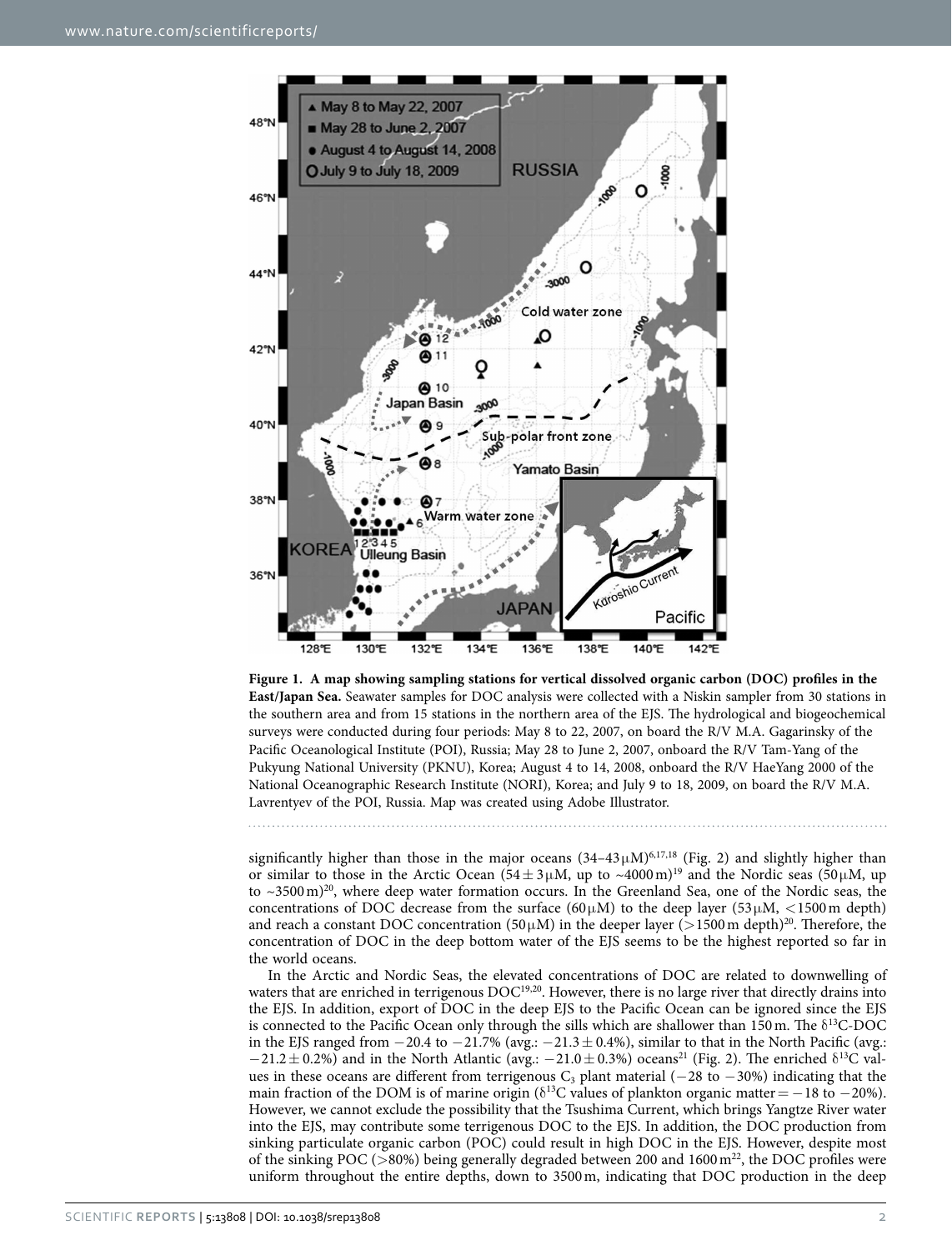**Figure 1. A map showing sampling stations for vertical dissolved organic carbon (DOC) profiles in the East/Japan Sea.** Seawater samples for DOC analysis were collected with a Niskin sampler from 30 stations in the southern area and from 15 stations in the northern area of the EJS. The hydrological and biogeochemical surveys were conducted during four periods: May 8 to 22, 2007, on board the R/V M.A. Gagarinsky of the Pacific Oceanological Institute (POI), Russia; May 28 to June 2, 2007, onboard the R/V Tam-Yang of the Pukyung National University (PKNU), Korea; August 4 to 14, 2008, onboard the R/V HaeYang 2000 of the National Oceanographic Research Institute (NORI), Korea; and July 9 to 18, 2009, on board the R/V M.A. Lavrentyev of the POI, Russia. Map was created using Adobe Illustrator.

significantly higher than those in the major oceans (34–43 μM)[6,17,18] (Fig. 2) and slightly higher than or similar to those in the Arctic Ocean (54 ± 3 μM, up to ~4000 m)[19] and the Nordic seas (50 μM, up to ~3500 m)[20], where deep water formation occurs. In the Greenland Sea, one of the Nordic seas, the concentrations of DOC decrease from the surface (60 μM) to the deep layer (53 μM, <1500 m depth) and reach a constant DOC concentration (50 μM) in the deeper layer (>1500 m depth)[20]. Therefore, the concentration of DOC in the deep bottom water of the EJS seems to be the highest reported so far in the world oceans.

In the Arctic and Nordic Seas, the elevated concentrations of DOC are related to downwelling of waters that are enriched in terrigenous DOC[19,20]. However, there is no large river that directly drains into the EJS. In addition, export of DOC in the deep EJS to the Pacific Ocean can be ignored since the EJS is connected to the Pacific Ocean only through the sills which are shallower than 150 m. The $\delta^{13}$C-DOC in the EJS ranged from −20.4 to −21.7% (avg.: −21.3 ± 0.4%), similar to that in the North Pacific (avg.: −21.2 ± 0.2%) and in the North Atlantic (avg.: −21.0 ± 0.3%) oceans[21] (Fig. 2). The enriched $\delta^{13}$C values in these oceans are different from terrigenous $C_3$ plant material (−28 to −30%) indicating that the main fraction of the DOM is of marine origin ($\delta^{13}$C values of plankton organic matter = −18 to −20%). However, we cannot exclude the possibility that the Tsushima Current, which brings Yangtze River water into the EJS, may contribute some terrigenous DOC to the EJS. In addition, the DOC production from sinking particulate organic carbon (POC) could result in high DOC in the EJS. However, despite most of the sinking POC (>80%) being generally degraded between 200 and 1600 m[22], the DOC profiles were uniform throughout the entire depths, down to 3500 m, indicating that DOC production in the deep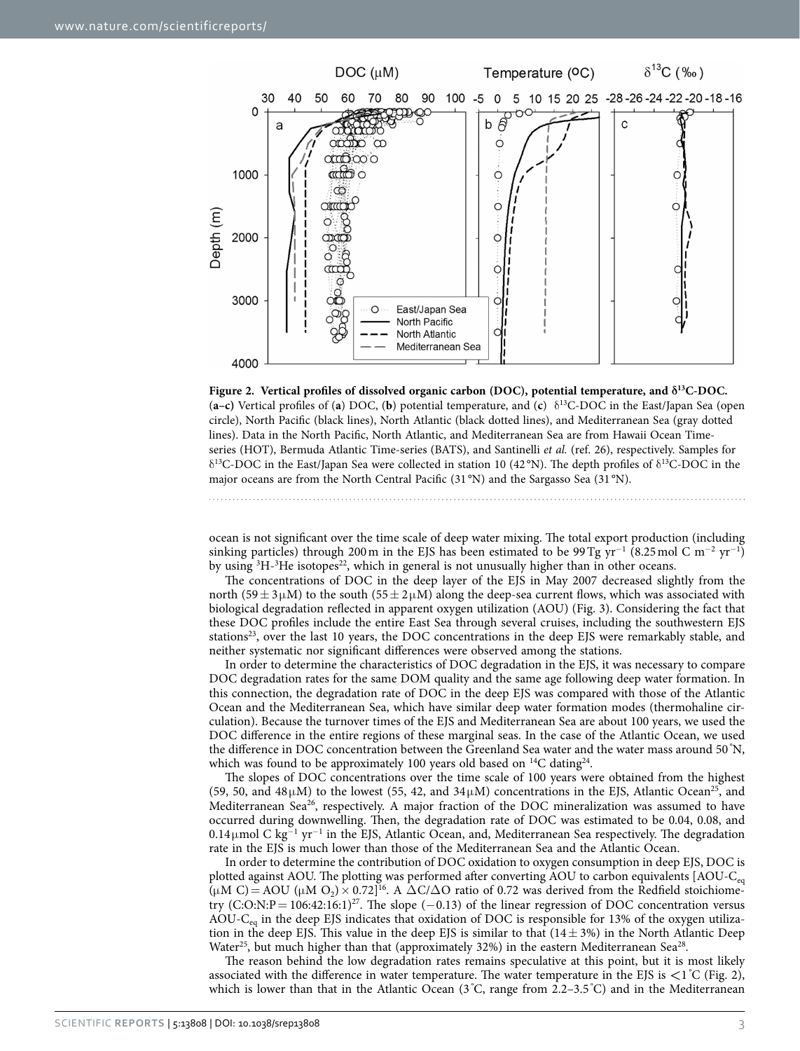**Figure 2. Vertical profiles of dissolved organic carbon (DOC), potential temperature, and $\delta^{13}$C-DOC.** (**a–c**) Vertical profiles of (**a**) DOC, (**b**) potential temperature, and (**c**) $\delta^{13}$C-DOC in the East/Japan Sea (open circle), North Pacific (black lines), North Atlantic (black dotted lines), and Mediterranean Sea (gray dotted lines). Data in the North Pacific, North Atlantic, and Mediterranean Sea are from Hawaii Ocean Time-series (HOT), Bermuda Atlantic Time-series (BATS), and Santinelli *et al.* (ref. 26), respectively. Samples for $\delta^{13}$C-DOC in the East/Japan Sea were collected in station 10 (42°N). The depth profiles of $\delta^{13}$C-DOC in the major oceans are from the North Central Pacific (31°N) and the Sargasso Sea (31°N).

ocean is not significant over the time scale of deep water mixing. The total export production (including sinking particles) through 200 m in the EJS has been estimated to be 99 Tg $yr^{-1}$ (8.25 mol C $m^{-2}$ $yr^{-1}$) by using $^{3}H$-$^{3}He$ isotopes[22], which in general is not unusually higher than in other oceans.

The concentrations of DOC in the deep layer of the EJS in May 2007 decreased slightly from the north (59 ± 3 μM) to the south (55 ± 2 μM) along the deep-sea current flows, which was associated with biological degradation reflected in apparent oxygen utilization (AOU) (Fig. 3). Considering the fact that these DOC profiles include the entire East Sea through several cruises, including the southwestern EJS stations[23], over the last 10 years, the DOC concentrations in the deep EJS were remarkably stable, and neither systematic nor significant differences were observed among the stations.

In order to determine the characteristics of DOC degradation in the EJS, it was necessary to compare DOC degradation rates for the same DOM quality and the same age following deep water formation. In this connection, the degradation rate of DOC in the deep EJS was compared with those of the Atlantic Ocean and the Mediterranean Sea, which have similar deep water formation modes (thermohaline circulation). Because the turnover times of the EJS and Mediterranean Sea are about 100 years, we used the DOC difference in the entire regions of these marginal seas. In the case of the Atlantic Ocean, we used the difference in DOC concentration between the Greenland Sea water and the water mass around 50°N, which was found to be approximately 100 years old based on $^{14}$C dating[24].

The slopes of DOC concentrations over the time scale of 100 years were obtained from the highest (59, 50, and 48 μM) to the lowest (55, 42, and 34 μM) concentrations in the EJS, Atlantic Ocean[25], and Mediterranean Sea[26], respectively. A major fraction of the DOC mineralization was assumed to have occurred during downwelling. Then, the degradation rate of DOC was estimated to be 0.04, 0.08, and 0.14 μmol C $kg^{-1}$ $yr^{-1}$ in the EJS, Atlantic Ocean, and, Mediterranean Sea respectively. The degradation rate in the EJS is much lower than those of the Mediterranean Sea and the Atlantic Ocean.

In order to determine the contribution of DOC oxidation to oxygen consumption in deep EJS, DOC is plotted against AOU. The plotting was performed after converting AOU to carbon equivalents [AOU-$C_{eq}$ (μM C) = AOU (μM $O_2$) × 0.72][16]. A $\Delta C/\Delta O$ ratio of 0.72 was derived from the Redfield stoichiometry (C:O:N:P = 106:42:16:1)[27]. The slope (−0.13) of the linear regression of DOC concentration versus AOU-$C_{eq}$ in the deep EJS indicates that oxidation of DOC is responsible for 13% of the oxygen utilization in the deep EJS. This value in the deep EJS is similar to that (14 ± 3%) in the North Atlantic Deep Water[25], but much higher than that (approximately 32%) in the eastern Mediterranean Sea[28].

The reason behind the low degradation rates remains speculative at this point, but it is most likely associated with the difference in water temperature. The water temperature in the EJS is <1°C (Fig. 2), which is lower than that in the Atlantic Ocean (3°C, range from 2.2–3.5°C) and in the Mediterranean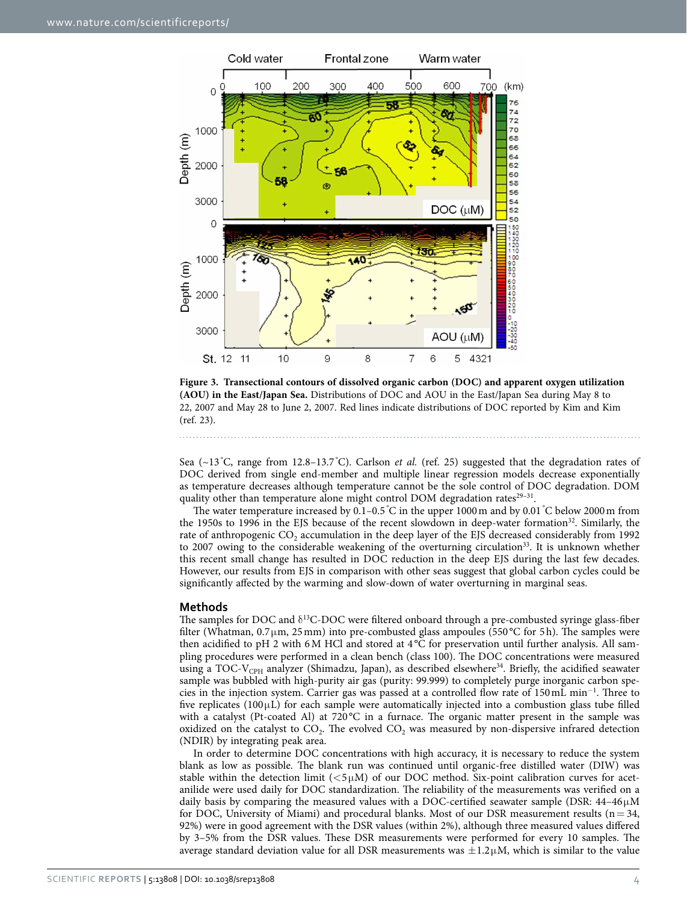**Figure 3. Transectional contours of dissolved organic carbon (DOC) and apparent oxygen utilization (AOU) in the East/Japan Sea.** Distributions of DOC and AOU in the East/Japan Sea during May 8 to 22, 2007 and May 28 to June 2, 2007. Red lines indicate distributions of DOC reported by Kim and Kim (ref. 23).

Sea (~13 °C, range from 12.8–13.7 °C). Carlson *et al.* (ref. 25) suggested that the degradation rates of DOC derived from single end-member and multiple linear regression models decrease exponentially as temperature decreases although temperature cannot be the sole control of DOC degradation. DOM quality other than temperature alone might control DOM degradation rates[29–31].

The water temperature increased by 0.1–0.5 °C in the upper 1000 m and by 0.01 °C below 2000 m from the 1950s to 1996 in the EJS because of the recent slowdown in deep-water formation[32]. Similarly, the rate of anthropogenic $CO_2$ accumulation in the deep layer of the EJS decreased considerably from 1992 to 2007 owing to the considerable weakening of the overturning circulation[33]. It is unknown whether this recent small change has resulted in DOC reduction in the deep EJS during the last few decades. However, our results from EJS in comparison with other seas suggest that global carbon cycles could be significantly affected by the warming and slow-down of water overturning in marginal seas.

## Methods

The samples for DOC and $\delta^{13}$C-DOC were filtered onboard through a pre-combusted syringe glass-fiber filter (Whatman, 0.7 µm, 25 mm) into pre-combusted glass ampoules (550 °C for 5 h). The samples were then acidified to pH 2 with 6 M HCl and stored at 4 °C for preservation until further analysis. All sampling procedures were performed in a clean bench (class 100). The DOC concentrations were measured using a TOC-$V_{CPH}$ analyzer (Shimadzu, Japan), as described elsewhere[34]. Briefly, the acidified seawater sample was bubbled with high-purity air gas (purity: 99.999) to completely purge inorganic carbon species in the injection system. Carrier gas was passed at a controlled flow rate of 150 mL $min^{-1}$. Three to five replicates (100 µL) for each sample were automatically injected into a combustion glass tube filled with a catalyst (Pt-coated Al) at 720 °C in a furnace. The organic matter present in the sample was oxidized on the catalyst to $CO_2$. The evolved $CO_2$ was measured by non-dispersive infrared detection (NDIR) by integrating peak area.

In order to determine DOC concentrations with high accuracy, it is necessary to reduce the system blank as low as possible. The blank run was continued until organic-free distilled water (DIW) was stable within the detection limit (<5 µM) of our DOC method. Six-point calibration curves for acetanilide were used daily for DOC standardization. The reliability of the measurements was verified on a daily basis by comparing the measured values with a DOC-certified seawater sample (DSR: 44–46 µM for DOC, University of Miami) and procedural blanks. Most of our DSR measurement results (n = 34, 92%) were in good agreement with the DSR values (within 2%), although three measured values differed by 3–5% from the DSR values. These DSR measurements were performed for every 10 samples. The average standard deviation value for all DSR measurements was ±1.2 µM, which is similar to the value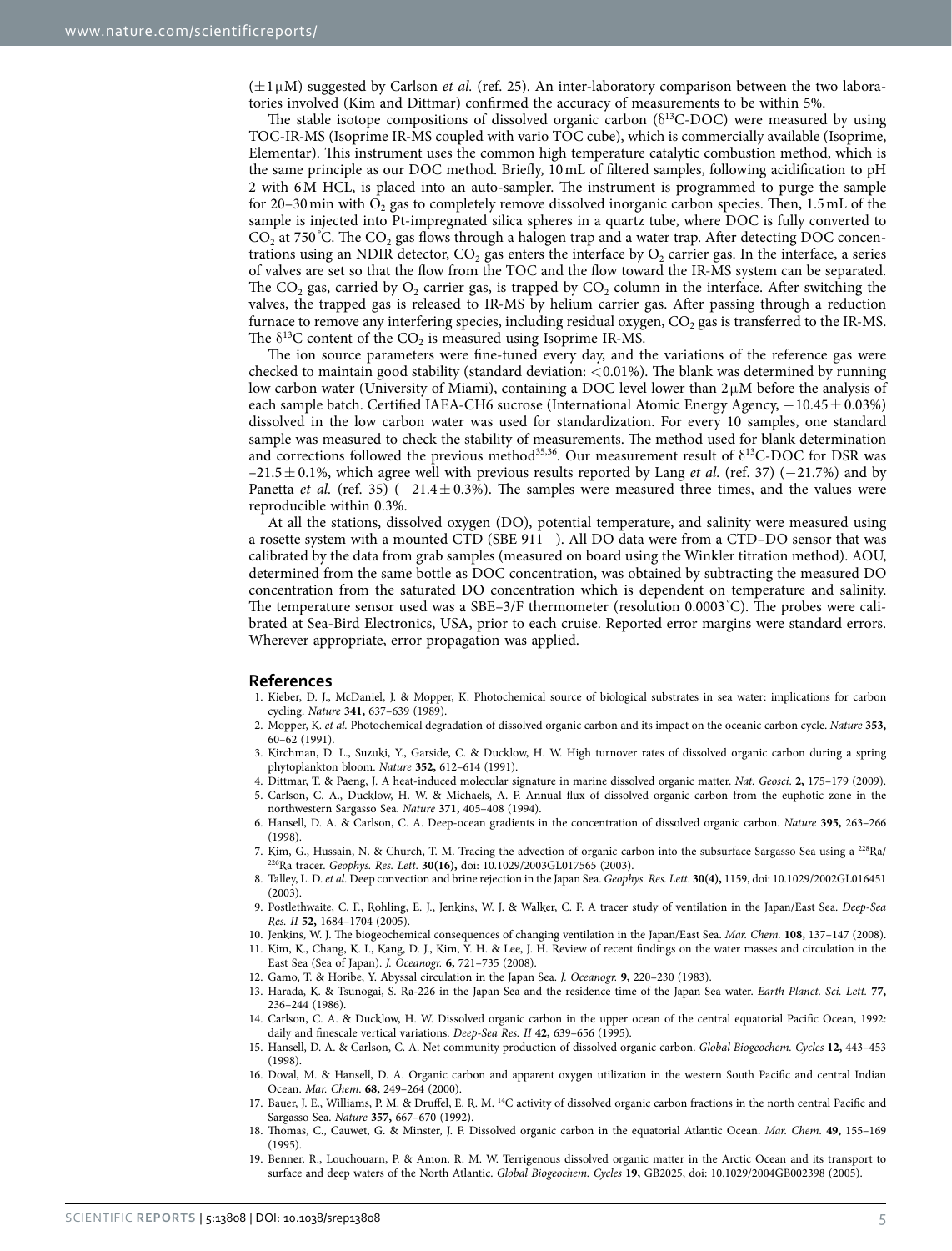(±1 μM) suggested by Carlson *et al.* (ref. 25). An inter-laboratory comparison between the two laboratories involved (Kim and Dittmar) confirmed the accuracy of measurements to be within 5%.

The stable isotope compositions of dissolved organic carbon ($\delta^{13}C$-DOC) were measured by using TOC-IR-MS (Isoprime IR-MS coupled with vario TOC cube), which is commercially available (Isoprime, Elementar). This instrument uses the common high temperature catalytic combustion method, which is the same principle as our DOC method. Briefly, 10 mL of filtered samples, following acidification to pH 2 with 6 M HCL, is placed into an auto-sampler. The instrument is programmed to purge the sample for 20–30 min with $O_2$ gas to completely remove dissolved inorganic carbon species. Then, 1.5 mL of the sample is injected into Pt-impregnated silica spheres in a quartz tube, where DOC is fully converted to $CO_2$ at 750 °C. The $CO_2$ gas flows through a halogen trap and a water trap. After detecting DOC concentrations using an NDIR detector, $CO_2$ gas enters the interface by $O_2$ carrier gas. In the interface, a series of valves are set so that the flow from the TOC and the flow toward the IR-MS system can be separated. The $CO_2$ gas, carried by $O_2$ carrier gas, is trapped by $CO_2$ column in the interface. After switching the valves, the trapped gas is released to IR-MS by helium carrier gas. After passing through a reduction furnace to remove any interfering species, including residual oxygen, $CO_2$ gas is transferred to the IR-MS. The $\delta^{13}C$ content of the $CO_2$ is measured using Isoprime IR-MS.

The ion source parameters were fine-tuned every day, and the variations of the reference gas were checked to maintain good stability (standard deviation: <0.01‰). The blank was determined by running low carbon water (University of Miami), containing a DOC level lower than 2 μM before the analysis of each sample batch. Certified IAEA-CH6 sucrose (International Atomic Energy Agency, −10.45 ± 0.03‰) dissolved in the low carbon water was used for standardization. For every 10 samples, one standard sample was measured to check the stability of measurements. The method used for blank determination and corrections followed the previous method[35,36]. Our measurement result of $\delta^{13}C$-DOC for DSR was −21.5 ± 0.1‰, which agree well with previous results reported by Lang *et al.* (ref. 37) (−21.7‰) and by Panetta *et al.* (ref. 35) (−21.4 ± 0.3‰). The samples were measured three times, and the values were reproducible within 0.3‰.

At all the stations, dissolved oxygen (DO), potential temperature, and salinity were measured using a rosette system with a mounted CTD (SBE 911+). All DO data were from a CTD–DO sensor that was calibrated by the data from grab samples (measured on board using the Winkler titration method). AOU, determined from the same bottle as DOC concentration, was obtained by subtracting the measured DO concentration from the saturated DO concentration which is dependent on temperature and salinity. The temperature sensor used was a SBE–3/F thermometer (resolution 0.0003 °C). The probes were calibrated at Sea-Bird Electronics, USA, prior to each cruise. Reported error margins were standard errors. Wherever appropriate, error propagation was applied.

## References

1. Kieber, D. J., McDaniel, J. & Mopper, K. Photochemical source of biological substrates in sea water: implications for carbon cycling. *Nature* **341,** 637–639 (1989).
2. Mopper, K. *et al.* Photochemical degradation of dissolved organic carbon and its impact on the oceanic carbon cycle. *Nature* **353,** 60–62 (1991).
3. Kirchman, D. L., Suzuki, Y., Garside, C. & Ducklow, H. W. High turnover rates of dissolved organic carbon during a spring phytoplankton bloom. *Nature* **352,** 612–614 (1991).
4. Dittmar, T. & Paeng, J. A heat-induced molecular signature in marine dissolved organic matter. *Nat. Geosci*. **2,** 175–179 (2009).
5. Carlson, C. A., Ducklow, H. W. & Michaels, A. F. Annual flux of dissolved organic carbon from the euphotic zone in the northwestern Sargasso Sea. *Nature* **371,** 405–408 (1994).
6. Hansell, D. A. & Carlson, C. A. Deep-ocean gradients in the concentration of dissolved organic carbon. *Nature* **395,** 263–266 (1998).
7. Kim, G., Hussain, N. & Church, T. M. Tracing the advection of organic carbon into the subsurface Sargasso Sea using a $^{228}Ra/^{226}Ra$ tracer. *Geophys. Res. Lett*. **30(16),** doi: 10.1029/2003GL017565 (2003).
8. Talley, L. D. *et al.* Deep convection and brine rejection in the Japan Sea. *Geophys. Res. Lett*. **30(4),** 1159, doi: 10.1029/2002GL016451 (2003).
9. Postlethwaite, C. F., Rohling, E. J., Jenkins, W. J. & Walker, C. F. A tracer study of ventilation in the Japan/East Sea. *Deep-Sea Res. II* **52,** 1684–1704 (2005).
10. Jenkins, W. J. The biogeochemical consequences of changing ventilation in the Japan/East Sea. *Mar. Chem*. **108,** 137–147 (2008).
11. Kim, K., Chang, K. I., Kang, D. J., Kim, Y. H. & Lee, J. H. Review of recent findings on the water masses and circulation in the East Sea (Sea of Japan). *J. Oceanogr*. **6,** 721–735 (2008).
12. Gamo, T. & Horibe, Y. Abyssal circulation in the Japan Sea. *J. Oceanogr*. **9,** 220–230 (1983).
13. Harada, K. & Tsunogai, S. Ra-226 in the Japan Sea and the residence time of the Japan Sea water. *Earth Planet. Sci. Lett*. **77,** 236–244 (1986).
14. Carlson, C. A. & Ducklow, H. W. Dissolved organic carbon in the upper ocean of the central equatorial Pacific Ocean, 1992: daily and finescale vertical variations. *Deep-Sea Res. II* **42,** 639–656 (1995).
15. Hansell, D. A. & Carlson, C. A. Net community production of dissolved organic carbon. *Global Biogeochem. Cycles* **12,** 443–453 (1998).
16. Doval, M. & Hansell, D. A. Organic carbon and apparent oxygen utilization in the western South Pacific and central Indian Ocean. *Mar. Chem*. **68,** 249–264 (2000).
17. Bauer, J. E., Williams, P. M. & Druffel, E. R. M. $^{14}C$ activity of dissolved organic carbon fractions in the north central Pacific and Sargasso Sea. *Nature* **357,** 667–670 (1992).
18. Thomas, C., Cauwet, G. & Minster, J. F. Dissolved organic carbon in the equatorial Atlantic Ocean. *Mar. Chem*. **49,** 155–169 (1995).
19. Benner, R., Louchouarn, P. & Amon, R. M. W. Terrigenous dissolved organic matter in the Arctic Ocean and its transport to surface and deep waters of the North Atlantic. *Global Biogeochem. Cycles* **19,** GB2025, doi: 10.1029/2004GB002398 (2005).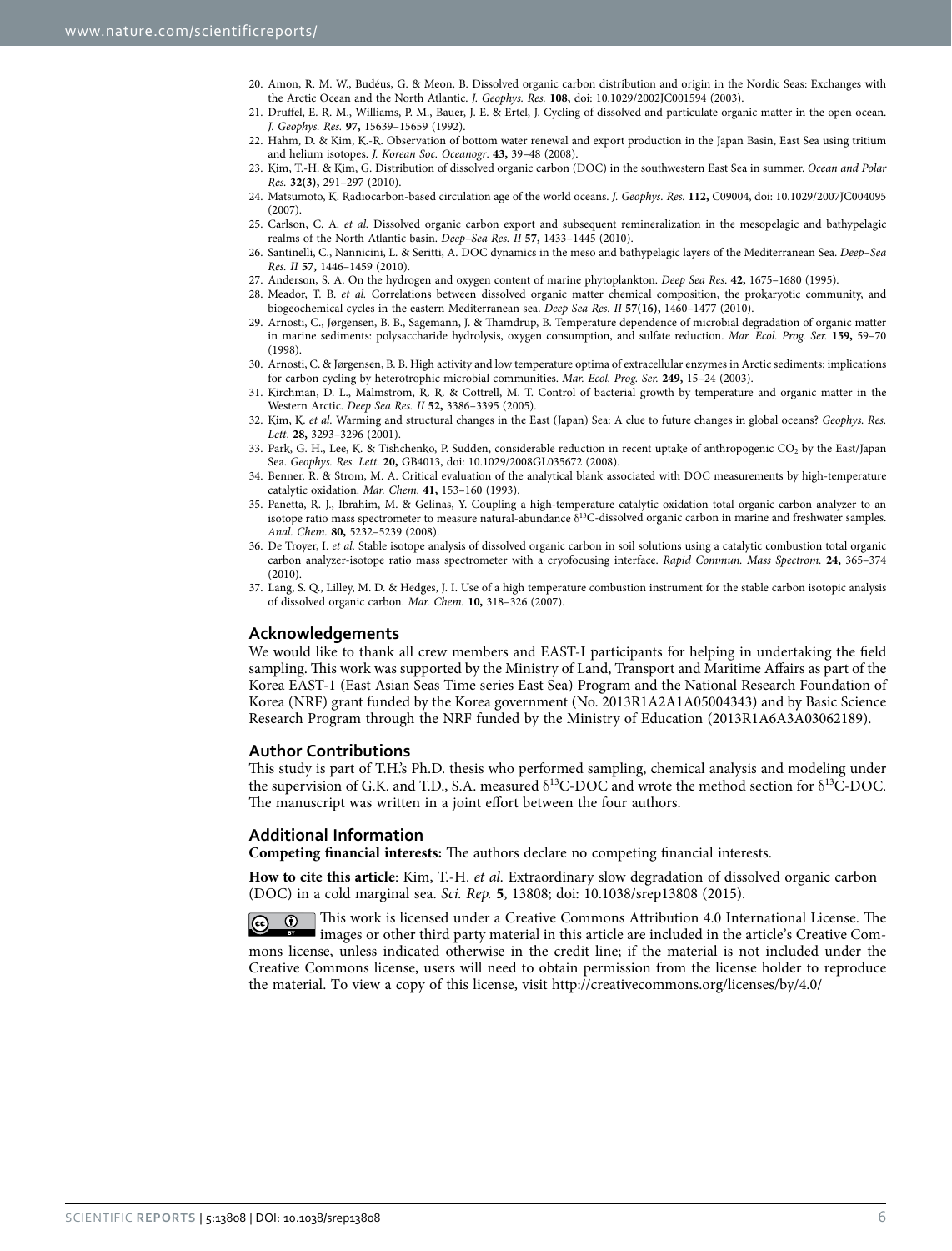20. Amon, R. M. W., Budéus, G. & Meon, B. Dissolved organic carbon distribution and origin in the Nordic Seas: Exchanges with the Arctic Ocean and the North Atlantic. *J. Geophys. Res.* **108,** doi: 10.1029/2002JC001594 (2003).
21. Druffel, E. R. M., Williams, P. M., Bauer, J. E. & Ertel, J. Cycling of dissolved and particulate organic matter in the open ocean. *J. Geophys. Res.* **97,** 15639–15659 (1992).
22. Hahm, D. & Kim, K.-R. Observation of bottom water renewal and export production in the Japan Basin, East Sea using tritium and helium isotopes. *J. Korean Soc. Oceanogr*. **43,** 39–48 (2008).
23. Kim, T.-H. & Kim, G. Distribution of dissolved organic carbon (DOC) in the southwestern East Sea in summer. *Ocean and Polar Res.* **32(3),** 291–297 (2010).
24. Matsumoto, K. Radiocarbon-based circulation age of the world oceans. *J. Geophys. Res.* **112,** C09004, doi: 10.1029/2007JC004095 (2007).
25. Carlson, C. A. *et al.* Dissolved organic carbon export and subsequent remineralization in the mesopelagic and bathypelagic realms of the North Atlantic basin. *Deep–Sea Res. II* **57,** 1433–1445 (2010).
26. Santinelli, C., Nannicini, L. & Seritti, A. DOC dynamics in the meso and bathypelagic layers of the Mediterranean Sea. *Deep–Sea Res. II* **57,** 1446–1459 (2010).
27. Anderson, S. A. On the hydrogen and oxygen content of marine phytoplankton. *Deep Sea Res.* **42,** 1675–1680 (1995).
28. Meador, T. B. *et al.* Correlations between dissolved organic matter chemical composition, the prokaryotic community, and biogeochemical cycles in the eastern Mediterranean sea. *Deep Sea Res. II* **57(16),** 1460–1477 (2010).
29. Arnosti, C., Jørgensen, B. B., Sagemann, J. & Thamdrup, B. Temperature dependence of microbial degradation of organic matter in marine sediments: polysaccharide hydrolysis, oxygen consumption, and sulfate reduction. *Mar. Ecol. Prog. Ser.* **159,** 59–70 (1998).
30. Arnosti, C. & Jørgensen, B. B. High activity and low temperature optima of extracellular enzymes in Arctic sediments: implications for carbon cycling by heterotrophic microbial communities. *Mar. Ecol. Prog. Ser.* **249,** 15–24 (2003).
31. Kirchman, D. L., Malmstrom, R. R. & Cottrell, M. T. Control of bacterial growth by temperature and organic matter in the Western Arctic. *Deep Sea Res. II* **52,** 3386–3395 (2005).
32. Kim, K. *et al.* Warming and structural changes in the East (Japan) Sea: A clue to future changes in global oceans? *Geophys. Res. Lett*. **28,** 3293–3296 (2001).
33. Park, G. H., Lee, K. & Tishchenko, P. Sudden, considerable reduction in recent uptake of anthropogenic $CO_2$ by the East/Japan Sea. *Geophys. Res. Lett*. **20,** GB4013, doi: 10.1029/2008GL035672 (2008).
34. Benner, R. & Strom, M. A. Critical evaluation of the analytical blank associated with DOC measurements by high-temperature catalytic oxidation. *Mar. Chem.* **41,** 153–160 (1993).
35. Panetta, R. J., Ibrahim, M. & Gelinas, Y. Coupling a high-temperature catalytic oxidation total organic carbon analyzer to an isotope ratio mass spectrometer to measure natural-abundance $\delta^{13}$C-dissolved organic carbon in marine and freshwater samples. *Anal. Chem.* **80,** 5232–5239 (2008).
36. De Troyer, I. *et al.* Stable isotope analysis of dissolved organic carbon in soil solutions using a catalytic combustion total organic carbon analyzer-isotope ratio mass spectrometer with a cryofocusing interface. *Rapid Commun. Mass Spectrom.* **24,** 365–374 (2010).
37. Lang, S. Q., Lilley, M. D. & Hedges, J. I. Use of a high temperature combustion instrument for the stable carbon isotopic analysis of dissolved organic carbon. *Mar. Chem.* **10,** 318–326 (2007).

## Acknowledgements

We would like to thank all crew members and EAST-I participants for helping in undertaking the field sampling. This work was supported by the Ministry of Land, Transport and Maritime Affairs as part of the Korea EAST-1 (East Asian Seas Time series East Sea) Program and the National Research Foundation of Korea (NRF) grant funded by the Korea government (No. 2013R1A2A1A05004343) and by Basic Science Research Program through the NRF funded by the Ministry of Education (2013R1A6A3A03062189).

## Author Contributions

This study is part of T.H.'s Ph.D. thesis who performed sampling, chemical analysis and modeling under the supervision of G.K. and T.D., S.A. measured $\delta^{13}$C-DOC and wrote the method section for $\delta^{13}$C-DOC. The manuscript was written in a joint effort between the four authors.

## Additional Information

**Competing financial interests:** The authors declare no competing financial interests.

**How to cite this article**: Kim, T.-H. *et al.* Extraordinary slow degradation of dissolved organic carbon (DOC) in a cold marginal sea. *Sci. Rep.* **5**, 13808; doi: 10.1038/srep13808 (2015).

This work is licensed under a Creative Commons Attribution 4.0 International License. The images or other third party material in this article are included in the article's Creative Commons license, unless indicated otherwise in the credit line; if the material is not included under the Creative Commons license, users will need to obtain permission from the license holder to reproduce the material. To view a copy of this license, visit http://creativecommons.org/licenses/by/4.0/